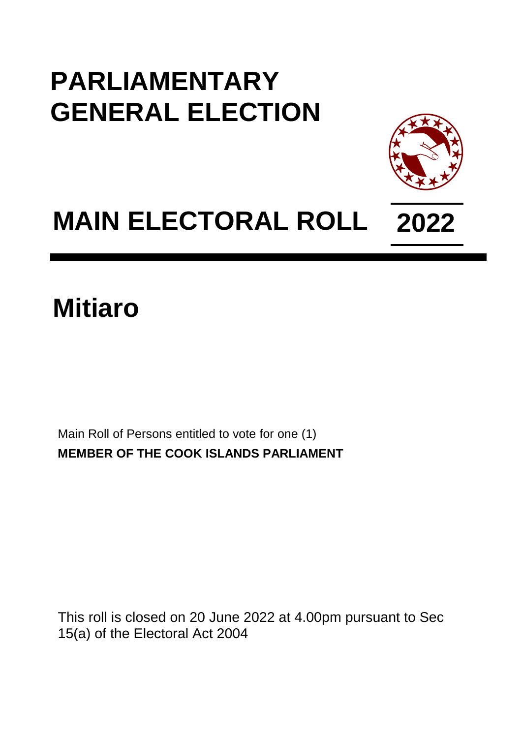# PARLIAMENTARY GENERAL ELECTION

# MAIN ELECTORAL ROLL 2022

## Mitiaro

Main Roll of Persons entitled to vote for one (1)
**MEMBER OF THE COOK ISLANDS PARLIAMENT**

This roll is closed on 20 June 2022 at 4.00pm pursuant to Sec 15(a) of the Electoral Act 2004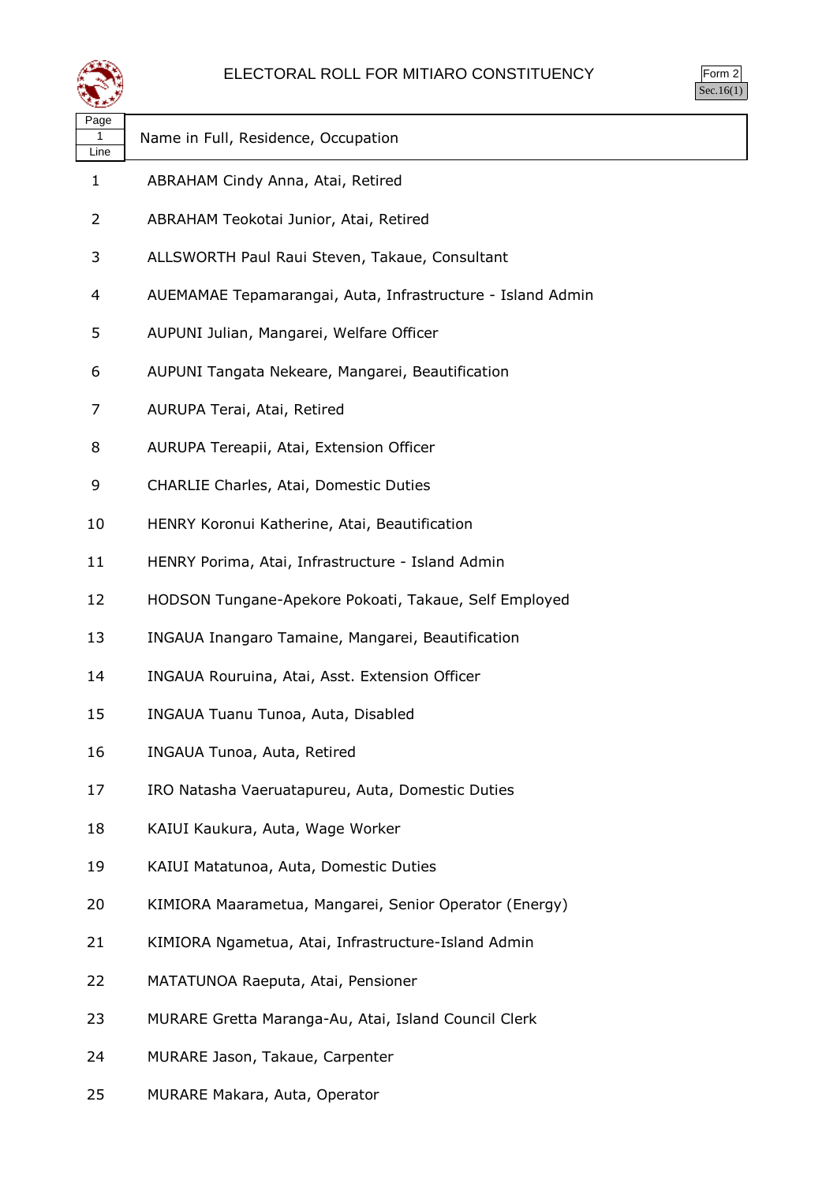# ELECTORAL ROLL FOR MITIARO CONSTITUENCY

Form 2
Sec.16(1)

| Page 1 Line | Name in Full, Residence, Occupation |
|---|---|
| 1 | ABRAHAM Cindy Anna, Atai, Retired |
| 2 | ABRAHAM Teokotai Junior, Atai, Retired |
| 3 | ALLSWORTH Paul Raui Steven, Takaue, Consultant |
| 4 | AUEMAMAE Tepamarangai, Auta, Infrastructure - Island Admin |
| 5 | AUPUNI Julian, Mangarei, Welfare Officer |
| 6 | AUPUNI Tangata Nekeare, Mangarei, Beautification |
| 7 | AURUPA Terai, Atai, Retired |
| 8 | AURUPA Tereapii, Atai, Extension Officer |
| 9 | CHARLIE Charles, Atai, Domestic Duties |
| 10 | HENRY Koronui Katherine, Atai, Beautification |
| 11 | HENRY Porima, Atai, Infrastructure - Island Admin |
| 12 | HODSON Tungane-Apekore Pokoati, Takaue, Self Employed |
| 13 | INGAUA Inangaro Tamaine, Mangarei, Beautification |
| 14 | INGAUA Rouruina, Atai, Asst. Extension Officer |
| 15 | INGAUA Tuanu Tunoa, Auta, Disabled |
| 16 | INGAUA Tunoa, Auta, Retired |
| 17 | IRO Natasha Vaeruatapureu, Auta, Domestic Duties |
| 18 | KAIUI Kaukura, Auta, Wage Worker |
| 19 | KAIUI Matatunoa, Auta, Domestic Duties |
| 20 | KIMIORA Maarametua, Mangarei, Senior Operator (Energy) |
| 21 | KIMIORA Ngametua, Atai, Infrastructure-Island Admin |
| 22 | MATATUNOA Raeputa, Atai, Pensioner |
| 23 | MURARE Gretta Maranga-Au, Atai, Island Council Clerk |
| 24 | MURARE Jason, Takaue, Carpenter |
| 25 | MURARE Makara, Auta, Operator |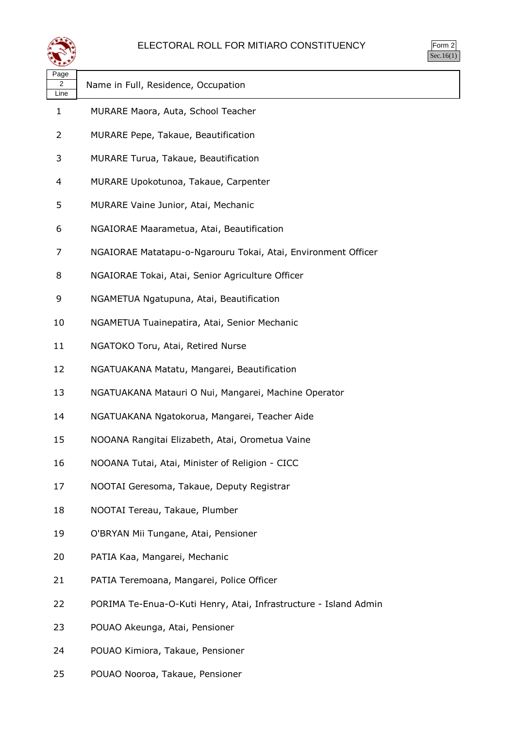# ELECTORAL ROLL FOR MITIARO CONSTITUENCY

Form 2
Sec.16(1)

| Page 2 Line | Name in Full, Residence, Occupation |
|---|---|
| 1 | MURARE Maora, Auta, School Teacher |
| 2 | MURARE Pepe, Takaue, Beautification |
| 3 | MURARE Turua, Takaue, Beautification |
| 4 | MURARE Upokotunoa, Takaue, Carpenter |
| 5 | MURARE Vaine Junior, Atai, Mechanic |
| 6 | NGAIORAE Maarametua, Atai, Beautification |
| 7 | NGAIORAE Matatapu-o-Ngarouru Tokai, Atai, Environment Officer |
| 8 | NGAIORAE Tokai, Atai, Senior Agriculture Officer |
| 9 | NGAMETUA Ngatupuna, Atai, Beautification |
| 10 | NGAMETUA Tuainepatira, Atai, Senior Mechanic |
| 11 | NGATOKO Toru, Atai, Retired Nurse |
| 12 | NGATUAKANA Matatu, Mangarei, Beautification |
| 13 | NGATUAKANA Matauri O Nui, Mangarei, Machine Operator |
| 14 | NGATUAKANA Ngatokorua, Mangarei, Teacher Aide |
| 15 | NOOANA Rangitai Elizabeth, Atai, Orometua Vaine |
| 16 | NOOANA Tutai, Atai, Minister of Religion - CICC |
| 17 | NOOTAI Geresoma, Takaue, Deputy Registrar |
| 18 | NOOTAI Tereau, Takaue, Plumber |
| 19 | O'BRYAN Mii Tungane, Atai, Pensioner |
| 20 | PATIA Kaa, Mangarei, Mechanic |
| 21 | PATIA Teremoana, Mangarei, Police Officer |
| 22 | PORIMA Te-Enua-O-Kuti Henry, Atai, Infrastructure - Island Admin |
| 23 | POUAO Akeunga, Atai, Pensioner |
| 24 | POUAO Kimiora, Takaue, Pensioner |
| 25 | POUAO Nooroa, Takaue, Pensioner |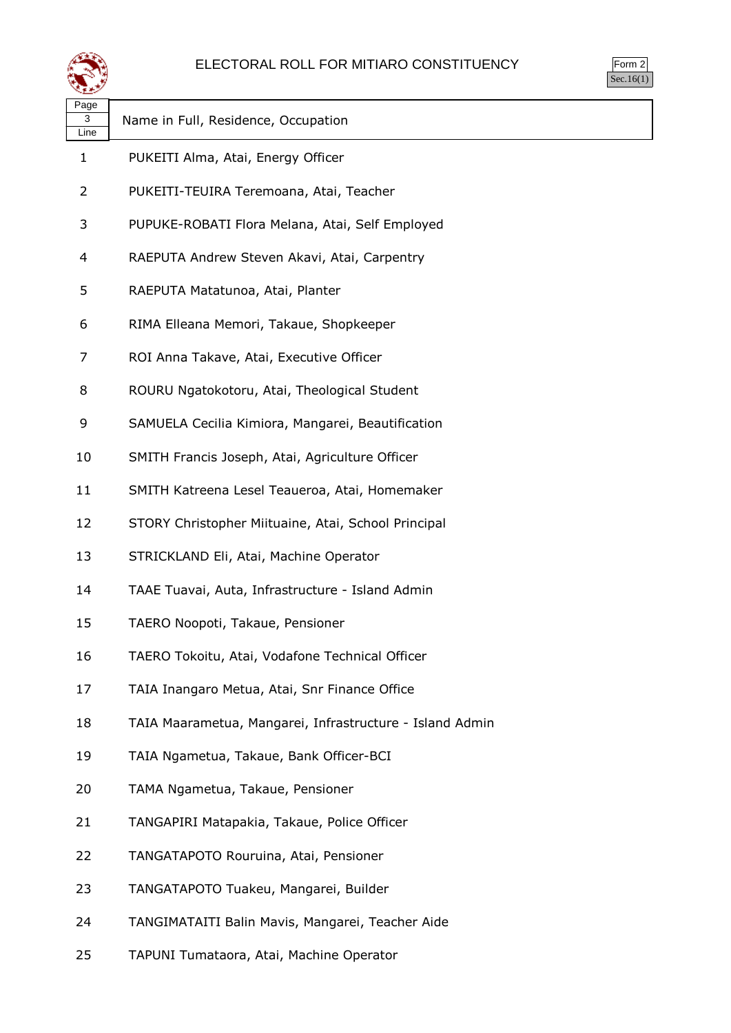# ELECTORAL ROLL FOR MITIARO CONSTITUENCY

Form 2
Sec.16(1)

| Page 3 Line | Name in Full, Residence, Occupation |
|---|---|
| 1 | PUKEITI Alma, Atai, Energy Officer |
| 2 | PUKEITI-TEUIRA Teremoana, Atai, Teacher |
| 3 | PUPUKE-ROBATI Flora Melana, Atai, Self Employed |
| 4 | RAEPUTA Andrew Steven Akavi, Atai, Carpentry |
| 5 | RAEPUTA Matatunoa, Atai, Planter |
| 6 | RIMA Elleana Memori, Takaue, Shopkeeper |
| 7 | ROI Anna Takave, Atai, Executive Officer |
| 8 | ROURU Ngatokotoru, Atai, Theological Student |
| 9 | SAMUELA Cecilia Kimiora, Mangarei, Beautification |
| 10 | SMITH Francis Joseph, Atai, Agriculture Officer |
| 11 | SMITH Katreena Lesel Teaueroa, Atai, Homemaker |
| 12 | STORY Christopher Miituaine, Atai, School Principal |
| 13 | STRICKLAND Eli, Atai, Machine Operator |
| 14 | TAAE Tuavai, Auta, Infrastructure - Island Admin |
| 15 | TAERO Noopoti, Takaue, Pensioner |
| 16 | TAERO Tokoitu, Atai, Vodafone Technical Officer |
| 17 | TAIA Inangaro Metua, Atai, Snr Finance Office |
| 18 | TAIA Maarametua, Mangarei, Infrastructure - Island Admin |
| 19 | TAIA Ngametua, Takaue, Bank Officer-BCI |
| 20 | TAMA Ngametua, Takaue, Pensioner |
| 21 | TANGAPIRI Matapakia, Takaue, Police Officer |
| 22 | TANGATAPOTO Rouruina, Atai, Pensioner |
| 23 | TANGATAPOTO Tuakeu, Mangarei, Builder |
| 24 | TANGIMATAITI Balin Mavis, Mangarei, Teacher Aide |
| 25 | TAPUNI Tumataora, Atai, Machine Operator |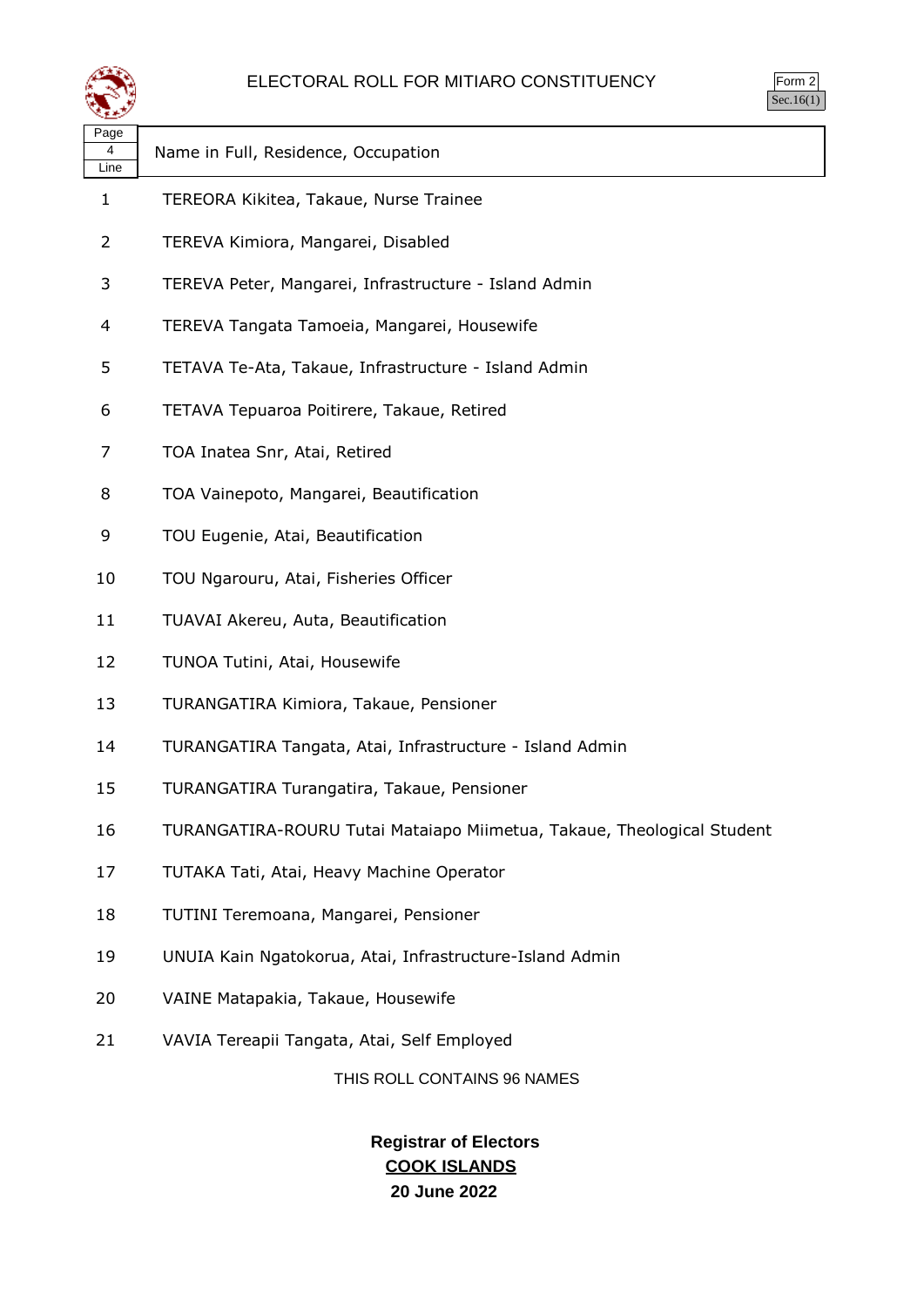# ELECTORAL ROLL FOR MITIARO CONSTITUENCY

Form 2
Sec.16(1)

| Page 4 Line | Name in Full, Residence, Occupation |
| --- | --- |
| 1 | TEREORA Kikitea, Takaue, Nurse Trainee |
| 2 | TEREVA Kimiora, Mangarei, Disabled |
| 3 | TEREVA Peter, Mangarei, Infrastructure - Island Admin |
| 4 | TEREVA Tangata Tamoeia, Mangarei, Housewife |
| 5 | TETAVA Te-Ata, Takaue, Infrastructure - Island Admin |
| 6 | TETAVA Tepuaroa Poitirere, Takaue, Retired |
| 7 | TOA Inatea Snr, Atai, Retired |
| 8 | TOA Vainepoto, Mangarei, Beautification |
| 9 | TOU Eugenie, Atai, Beautification |
| 10 | TOU Ngarouru, Atai, Fisheries Officer |
| 11 | TUAVAI Akereu, Auta, Beautification |
| 12 | TUNOA Tutini, Atai, Housewife |
| 13 | TURANGATIRA Kimiora, Takaue, Pensioner |
| 14 | TURANGATIRA Tangata, Atai, Infrastructure - Island Admin |
| 15 | TURANGATIRA Turangatira, Takaue, Pensioner |
| 16 | TURANGATIRA-ROURU Tutai Mataiapo Miimetua, Takaue, Theological Student |
| 17 | TUTAKA Tati, Atai, Heavy Machine Operator |
| 18 | TUTINI Teremoana, Mangarei, Pensioner |
| 19 | UNUIA Kain Ngatokorua, Atai, Infrastructure-Island Admin |
| 20 | VAINE Matapakia, Takaue, Housewife |
| 21 | VAVIA Tereapii Tangata, Atai, Self Employed |

THIS ROLL CONTAINS 96 NAMES

**Registrar of Electors**
**COOK ISLANDS**
**20 June 2022**